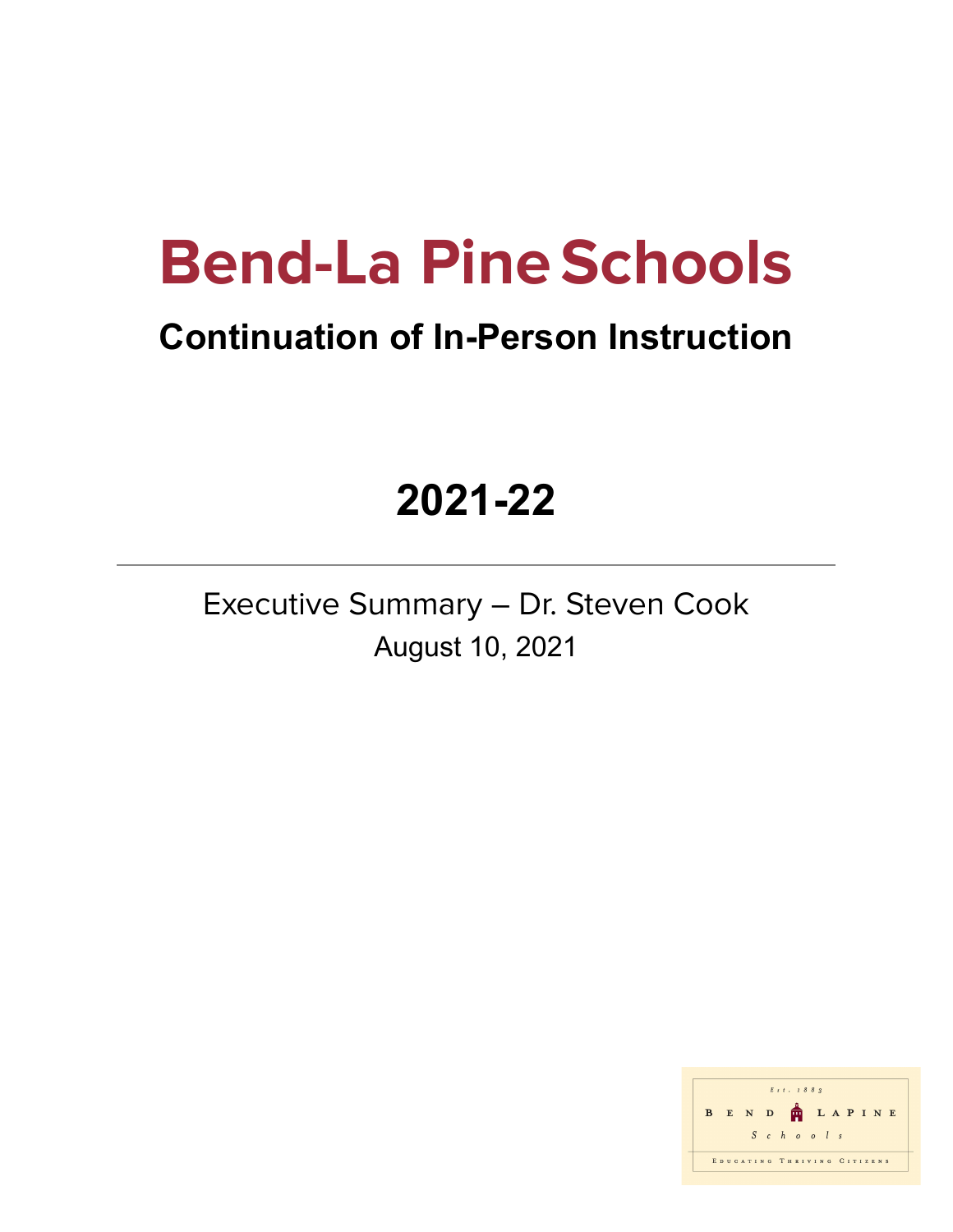# Bend-La Pine Schools

## Continuation of In-Person Instruction

## 2021-22

---

Executive Summary – Dr. Steven Cook

August 10, 2021

Est. 1883

BEND LAPINE Schools

EDUCATING THRIVING CITIZENS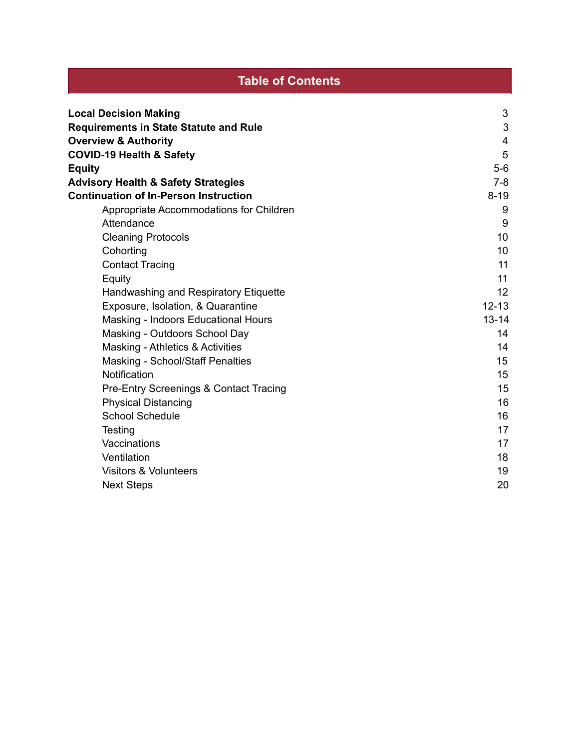# Table of Contents

| | |
|---|---|
| **Local Decision Making** | 3 |
| **Requirements in State Statute and Rule** | 3 |
| **Overview & Authority** | 4 |
| **COVID-19 Health & Safety** | 5 |
| **Equity** | 5-6 |
| **Advisory Health & Safety Strategies** | 7-8 |
| **Continuation of In-Person Instruction** | 8-19 |
| Appropriate Accommodations for Children | 9 |
| Attendance | 9 |
| Cleaning Protocols | 10 |
| Cohorting | 10 |
| Contact Tracing | 11 |
| Equity | 11 |
| Handwashing and Respiratory Etiquette | 12 |
| Exposure, Isolation, & Quarantine | 12-13 |
| Masking - Indoors Educational Hours | 13-14 |
| Masking - Outdoors School Day | 14 |
| Masking - Athletics & Activities | 14 |
| Masking - School/Staff Penalties | 15 |
| Notification | 15 |
| Pre-Entry Screenings & Contact Tracing | 15 |
| Physical Distancing | 16 |
| School Schedule | 16 |
| Testing | 17 |
| Vaccinations | 17 |
| Ventilation | 18 |
| Visitors & Volunteers | 19 |
| Next Steps | 20 |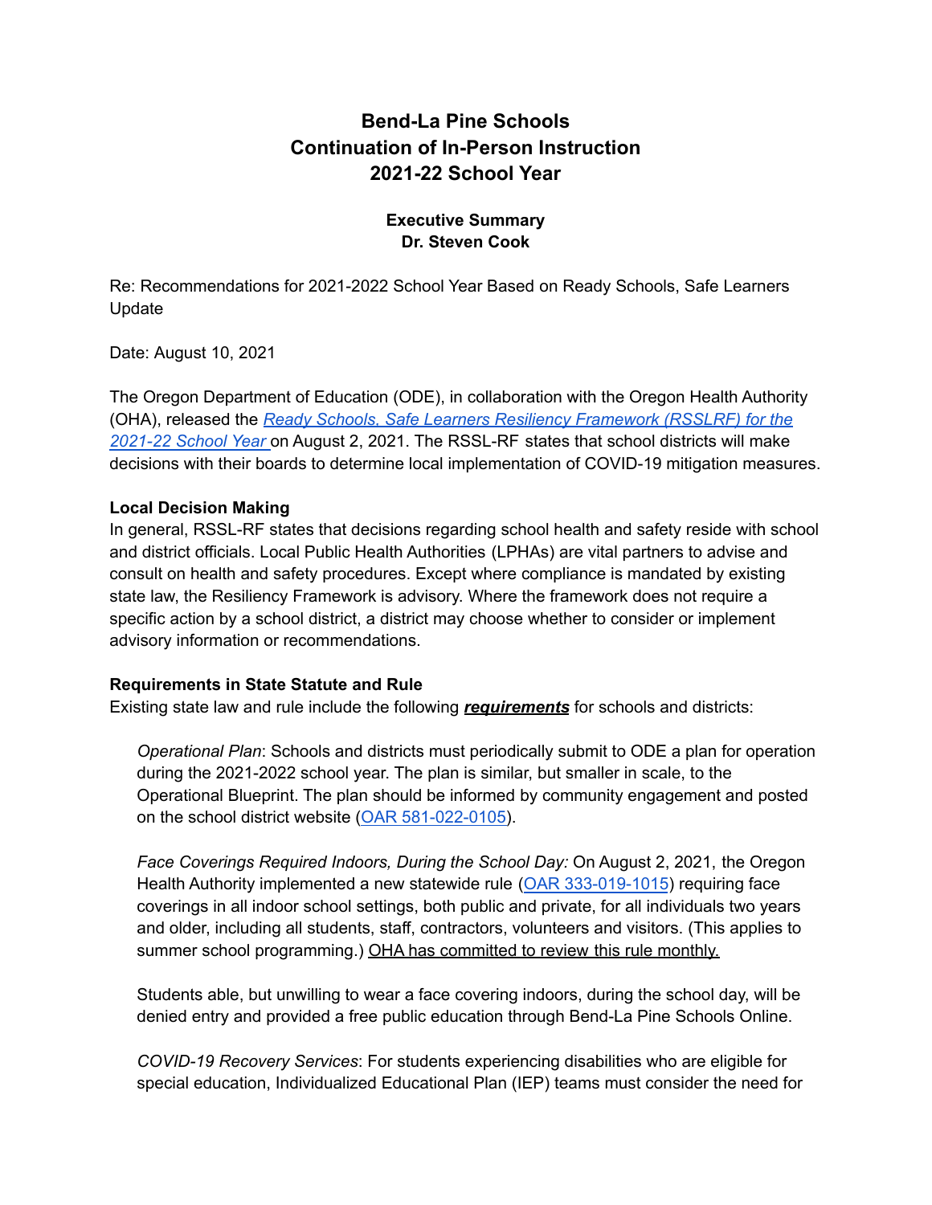# Bend-La Pine Schools
# Continuation of In-Person Instruction
# 2021-22 School Year

### Executive Summary
### Dr. Steven Cook

Re: Recommendations for 2021-2022 School Year Based on Ready Schools, Safe Learners Update

Date: August 10, 2021

The Oregon Department of Education (ODE), in collaboration with the Oregon Health Authority (OHA), released the *Ready Schools, Safe Learners Resiliency Framework (RSSLRF) for the 2021-22 School Year* on August 2, 2021. The RSSL-RF states that school districts will make decisions with their boards to determine local implementation of COVID-19 mitigation measures.

**Local Decision Making**

In general, RSSL-RF states that decisions regarding school health and safety reside with school and district officials. Local Public Health Authorities (LPHAs) are vital partners to advise and consult on health and safety procedures. Except where compliance is mandated by existing state law, the Resiliency Framework is advisory. Where the framework does not require a specific action by a school district, a district may choose whether to consider or implement advisory information or recommendations.

**Requirements in State Statute and Rule**

Existing state law and rule include the following ***requirements*** for schools and districts:

*Operational Plan*: Schools and districts must periodically submit to ODE a plan for operation during the 2021-2022 school year. The plan is similar, but smaller in scale, to the Operational Blueprint. The plan should be informed by community engagement and posted on the school district website (OAR 581-022-0105).

*Face Coverings Required Indoors, During the School Day:* On August 2, 2021, the Oregon Health Authority implemented a new statewide rule (OAR 333-019-1015) requiring face coverings in all indoor school settings, both public and private, for all individuals two years and older, including all students, staff, contractors, volunteers and visitors. (This applies to summer school programming.) OHA has committed to review this rule monthly.

Students able, but unwilling to wear a face covering indoors, during the school day, will be denied entry and provided a free public education through Bend-La Pine Schools Online.

*COVID-19 Recovery Services*: For students experiencing disabilities who are eligible for special education, Individualized Educational Plan (IEP) teams must consider the need for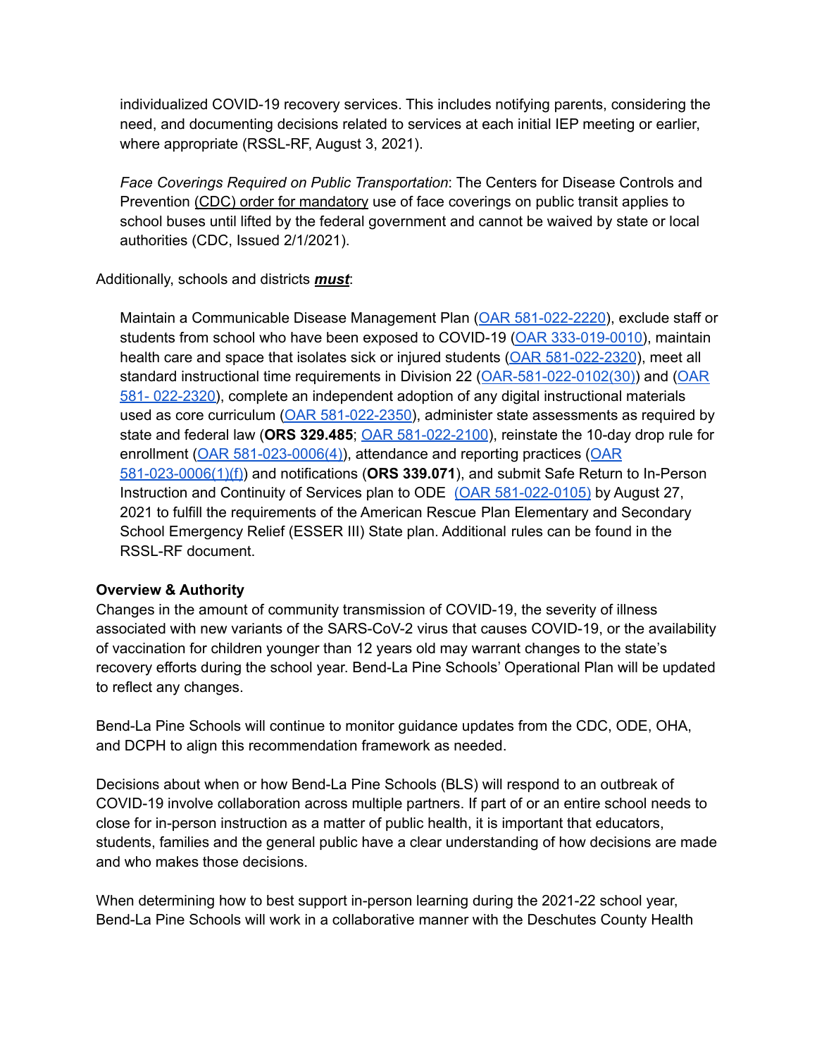individualized COVID-19 recovery services. This includes notifying parents, considering the need, and documenting decisions related to services at each initial IEP meeting or earlier, where appropriate (RSSL-RF, August 3, 2021).

*Face Coverings Required on Public Transportation*: The Centers for Disease Controls and Prevention (CDC) order for mandatory use of face coverings on public transit applies to school buses until lifted by the federal government and cannot be waived by state or local authorities (CDC, Issued 2/1/2021).

Additionally, schools and districts ***must***:

Maintain a Communicable Disease Management Plan (OAR 581-022-2220), exclude staff or students from school who have been exposed to COVID-19 (OAR 333-019-0010), maintain health care and space that isolates sick or injured students (OAR 581-022-2320), meet all standard instructional time requirements in Division 22 (OAR-581-022-0102(30)) and (OAR 581- 022-2320), complete an independent adoption of any digital instructional materials used as core curriculum (OAR 581-022-2350), administer state assessments as required by state and federal law (**ORS 329.485**; OAR 581-022-2100), reinstate the 10-day drop rule for enrollment (OAR 581-023-0006(4)), attendance and reporting practices (OAR 581-023-0006(1)(f)) and notifications (**ORS 339.071**), and submit Safe Return to In-Person Instruction and Continuity of Services plan to ODE (OAR 581-022-0105) by August 27, 2021 to fulfill the requirements of the American Rescue Plan Elementary and Secondary School Emergency Relief (ESSER III) State plan. Additional rules can be found in the RSSL-RF document.

**Overview & Authority**

Changes in the amount of community transmission of COVID-19, the severity of illness associated with new variants of the SARS-CoV-2 virus that causes COVID-19, or the availability of vaccination for children younger than 12 years old may warrant changes to the state's recovery efforts during the school year. Bend-La Pine Schools' Operational Plan will be updated to reflect any changes.

Bend-La Pine Schools will continue to monitor guidance updates from the CDC, ODE, OHA, and DCPH to align this recommendation framework as needed.

Decisions about when or how Bend-La Pine Schools (BLS) will respond to an outbreak of COVID-19 involve collaboration across multiple partners. If part of or an entire school needs to close for in-person instruction as a matter of public health, it is important that educators, students, families and the general public have a clear understanding of how decisions are made and who makes those decisions.

When determining how to best support in-person learning during the 2021-22 school year, Bend-La Pine Schools will work in a collaborative manner with the Deschutes County Health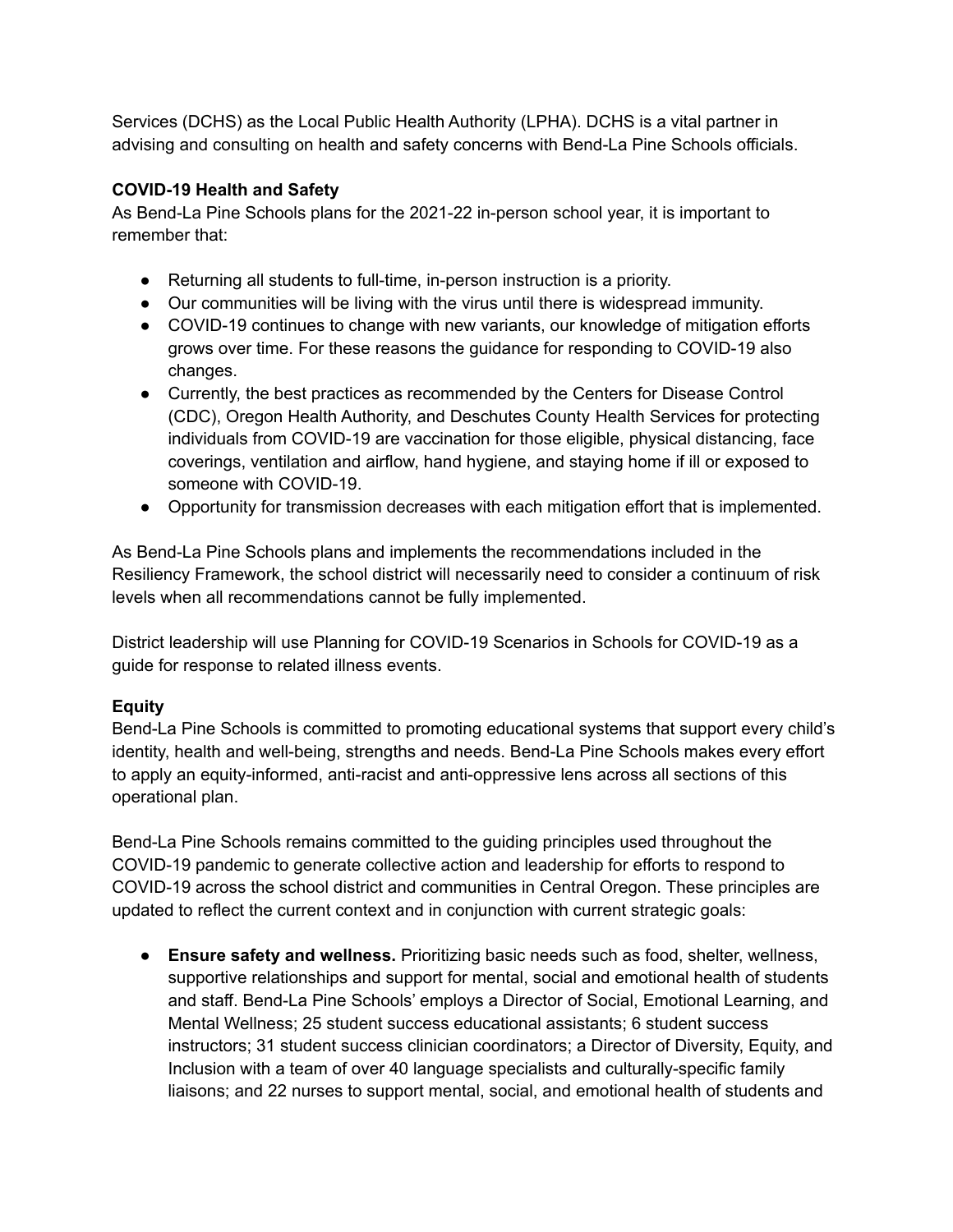Services (DCHS) as the Local Public Health Authority (LPHA). DCHS is a vital partner in advising and consulting on health and safety concerns with Bend-La Pine Schools officials.

**COVID-19 Health and Safety**

As Bend-La Pine Schools plans for the 2021-22 in-person school year, it is important to remember that:

- Returning all students to full-time, in-person instruction is a priority.
- Our communities will be living with the virus until there is widespread immunity.
- COVID-19 continues to change with new variants, our knowledge of mitigation efforts grows over time. For these reasons the guidance for responding to COVID-19 also changes.
- Currently, the best practices as recommended by the Centers for Disease Control (CDC), Oregon Health Authority, and Deschutes County Health Services for protecting individuals from COVID-19 are vaccination for those eligible, physical distancing, face coverings, ventilation and airflow, hand hygiene, and staying home if ill or exposed to someone with COVID-19.
- Opportunity for transmission decreases with each mitigation effort that is implemented.

As Bend-La Pine Schools plans and implements the recommendations included in the Resiliency Framework, the school district will necessarily need to consider a continuum of risk levels when all recommendations cannot be fully implemented.

District leadership will use Planning for COVID-19 Scenarios in Schools for COVID-19 as a guide for response to related illness events.

**Equity**

Bend-La Pine Schools is committed to promoting educational systems that support every child's identity, health and well-being, strengths and needs. Bend-La Pine Schools makes every effort to apply an equity-informed, anti-racist and anti-oppressive lens across all sections of this operational plan.

Bend-La Pine Schools remains committed to the guiding principles used throughout the COVID-19 pandemic to generate collective action and leadership for efforts to respond to COVID-19 across the school district and communities in Central Oregon. These principles are updated to reflect the current context and in conjunction with current strategic goals:

- **Ensure safety and wellness.** Prioritizing basic needs such as food, shelter, wellness, supportive relationships and support for mental, social and emotional health of students and staff. Bend-La Pine Schools' employs a Director of Social, Emotional Learning, and Mental Wellness; 25 student success educational assistants; 6 student success instructors; 31 student success clinician coordinators; a Director of Diversity, Equity, and Inclusion with a team of over 40 language specialists and culturally-specific family liaisons; and 22 nurses to support mental, social, and emotional health of students and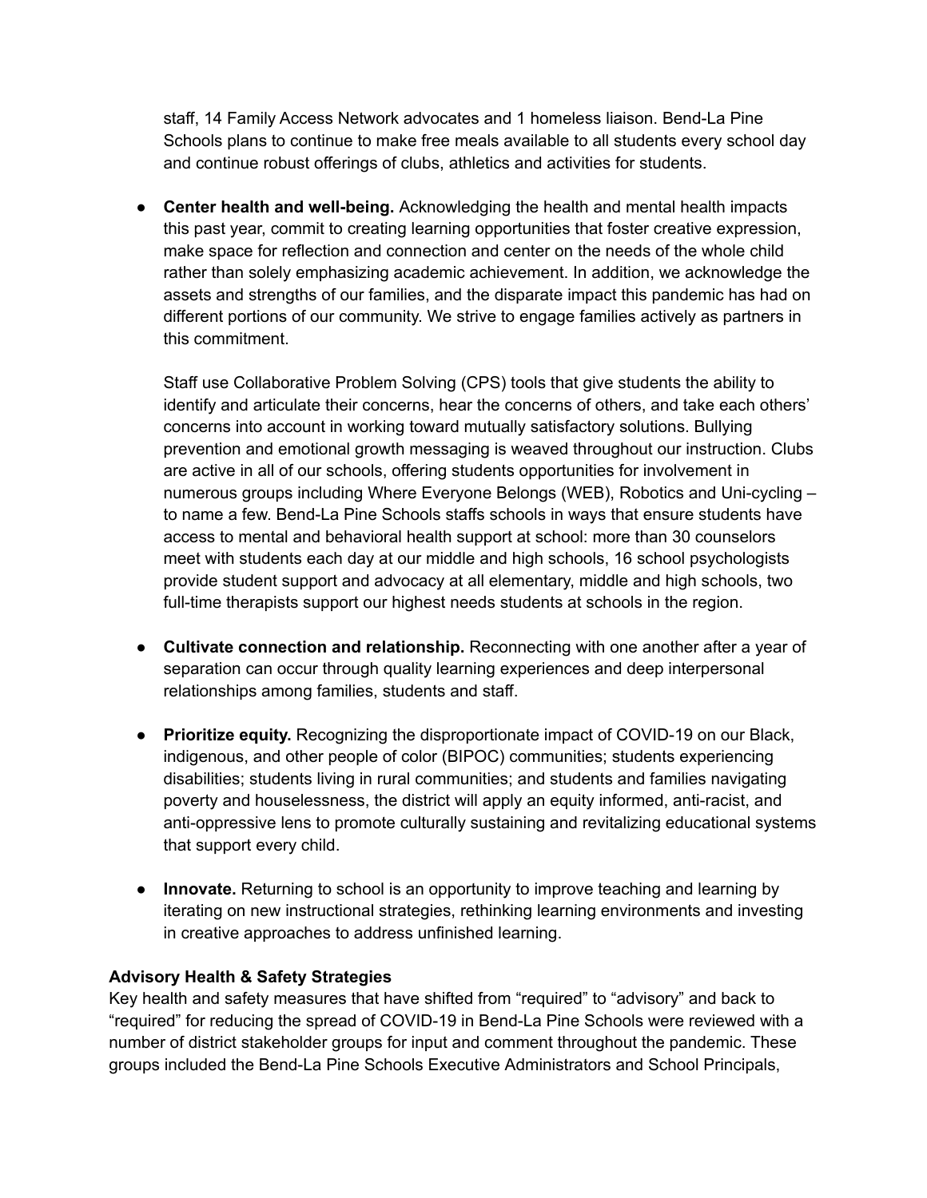staff, 14 Family Access Network advocates and 1 homeless liaison. Bend-La Pine Schools plans to continue to make free meals available to all students every school day and continue robust offerings of clubs, athletics and activities for students.

- **Center health and well-being.** Acknowledging the health and mental health impacts this past year, commit to creating learning opportunities that foster creative expression, make space for reflection and connection and center on the needs of the whole child rather than solely emphasizing academic achievement. In addition, we acknowledge the assets and strengths of our families, and the disparate impact this pandemic has had on different portions of our community. We strive to engage families actively as partners in this commitment.

  Staff use Collaborative Problem Solving (CPS) tools that give students the ability to identify and articulate their concerns, hear the concerns of others, and take each others' concerns into account in working toward mutually satisfactory solutions. Bullying prevention and emotional growth messaging is weaved throughout our instruction. Clubs are active in all of our schools, offering students opportunities for involvement in numerous groups including Where Everyone Belongs (WEB), Robotics and Uni-cycling – to name a few. Bend-La Pine Schools staffs schools in ways that ensure students have access to mental and behavioral health support at school: more than 30 counselors meet with students each day at our middle and high schools, 16 school psychologists provide student support and advocacy at all elementary, middle and high schools, two full-time therapists support our highest needs students at schools in the region.

- **Cultivate connection and relationship.** Reconnecting with one another after a year of separation can occur through quality learning experiences and deep interpersonal relationships among families, students and staff.

- **Prioritize equity.** Recognizing the disproportionate impact of COVID-19 on our Black, indigenous, and other people of color (BIPOC) communities; students experiencing disabilities; students living in rural communities; and students and families navigating poverty and houselessness, the district will apply an equity informed, anti-racist, and anti-oppressive lens to promote culturally sustaining and revitalizing educational systems that support every child.

- **Innovate.** Returning to school is an opportunity to improve teaching and learning by iterating on new instructional strategies, rethinking learning environments and investing in creative approaches to address unfinished learning.

**Advisory Health & Safety Strategies**

Key health and safety measures that have shifted from "required" to "advisory" and back to "required" for reducing the spread of COVID-19 in Bend-La Pine Schools were reviewed with a number of district stakeholder groups for input and comment throughout the pandemic. These groups included the Bend-La Pine Schools Executive Administrators and School Principals,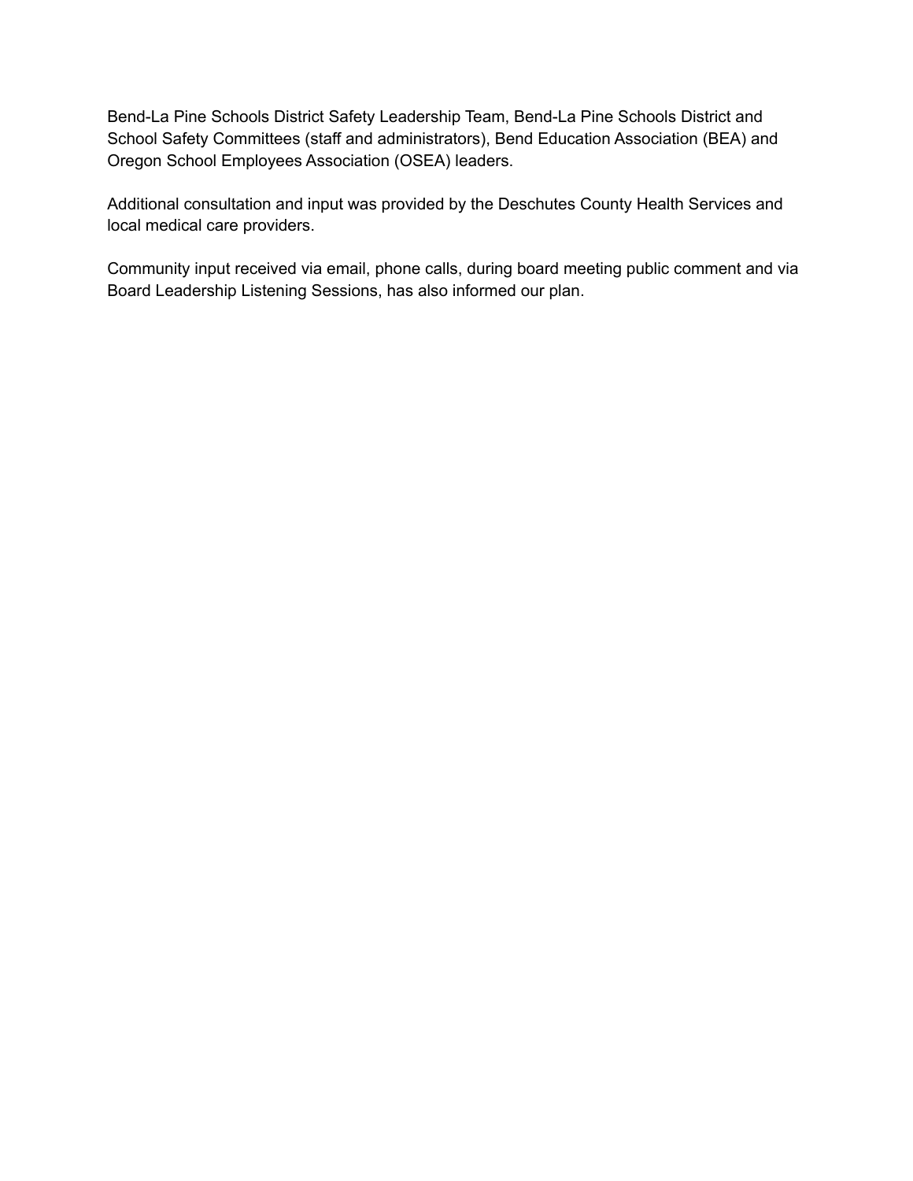Bend-La Pine Schools District Safety Leadership Team, Bend-La Pine Schools District and School Safety Committees (staff and administrators), Bend Education Association (BEA) and Oregon School Employees Association (OSEA) leaders.

Additional consultation and input was provided by the Deschutes County Health Services and local medical care providers.

Community input received via email, phone calls, during board meeting public comment and via Board Leadership Listening Sessions, has also informed our plan.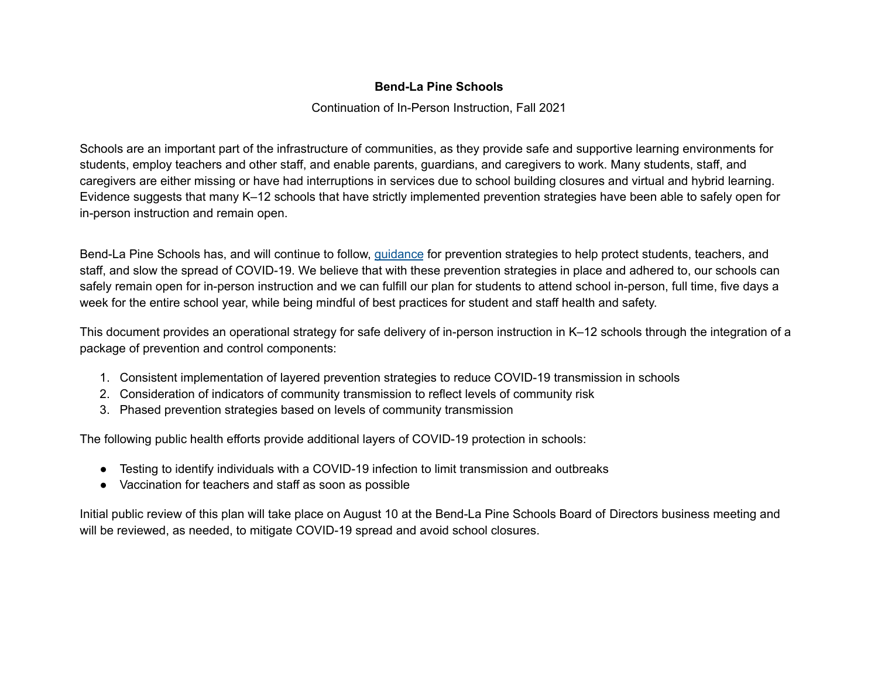**Bend-La Pine Schools**

Continuation of In-Person Instruction, Fall 2021

Schools are an important part of the infrastructure of communities, as they provide safe and supportive learning environments for students, employ teachers and other staff, and enable parents, guardians, and caregivers to work. Many students, staff, and caregivers are either missing or have had interruptions in services due to school building closures and virtual and hybrid learning. Evidence suggests that many K–12 schools that have strictly implemented prevention strategies have been able to safely open for in-person instruction and remain open.

Bend-La Pine Schools has, and will continue to follow, guidance for prevention strategies to help protect students, teachers, and staff, and slow the spread of COVID-19. We believe that with these prevention strategies in place and adhered to, our schools can safely remain open for in-person instruction and we can fulfill our plan for students to attend school in-person, full time, five days a week for the entire school year, while being mindful of best practices for student and staff health and safety.

This document provides an operational strategy for safe delivery of in-person instruction in K–12 schools through the integration of a package of prevention and control components:

1. Consistent implementation of layered prevention strategies to reduce COVID-19 transmission in schools
2. Consideration of indicators of community transmission to reflect levels of community risk
3. Phased prevention strategies based on levels of community transmission

The following public health efforts provide additional layers of COVID-19 protection in schools:

- Testing to identify individuals with a COVID-19 infection to limit transmission and outbreaks
- Vaccination for teachers and staff as soon as possible

Initial public review of this plan will take place on August 10 at the Bend-La Pine Schools Board of Directors business meeting and will be reviewed, as needed, to mitigate COVID-19 spread and avoid school closures.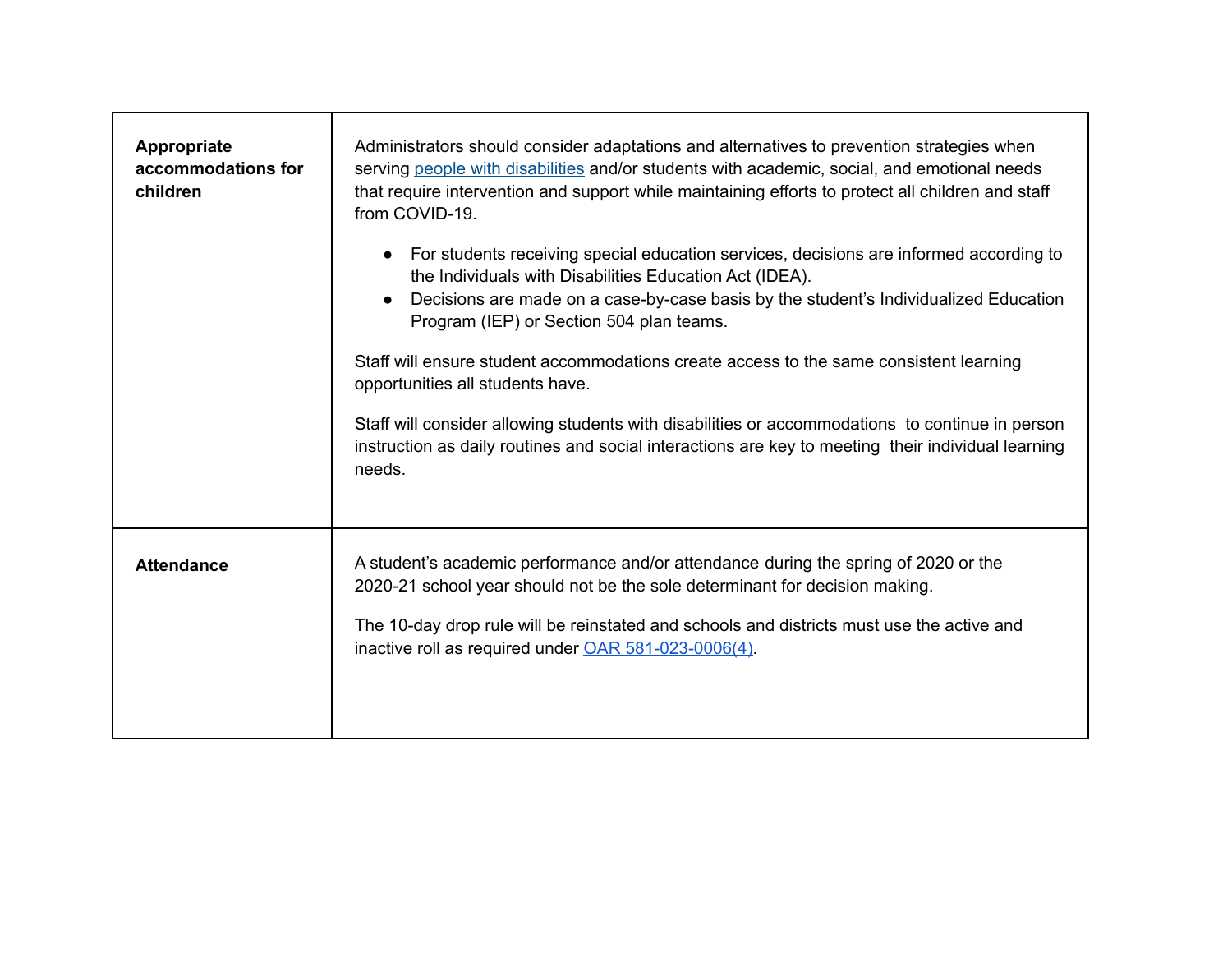| | |
|---|---|
| **Appropriate accommodations for children** | Administrators should consider adaptations and alternatives to prevention strategies when serving [people with disabilities](#) and/or students with academic, social, and emotional needs that require intervention and support while maintaining efforts to protect all children and staff from COVID-19.<br><br>• For students receiving special education services, decisions are informed according to the Individuals with Disabilities Education Act (IDEA).<br>• Decisions are made on a case-by-case basis by the student's Individualized Education Program (IEP) or Section 504 plan teams.<br><br>Staff will ensure student accommodations create access to the same consistent learning opportunities all students have.<br><br>Staff will consider allowing students with disabilities or accommodations to continue in person instruction as daily routines and social interactions are key to meeting their individual learning needs. |
| **Attendance** | A student's academic performance and/or attendance during the spring of 2020 or the 2020-21 school year should not be the sole determinant for decision making.<br><br>The 10-day drop rule will be reinstated and schools and districts must use the active and inactive roll as required under [OAR 581-023-0006(4)](#). |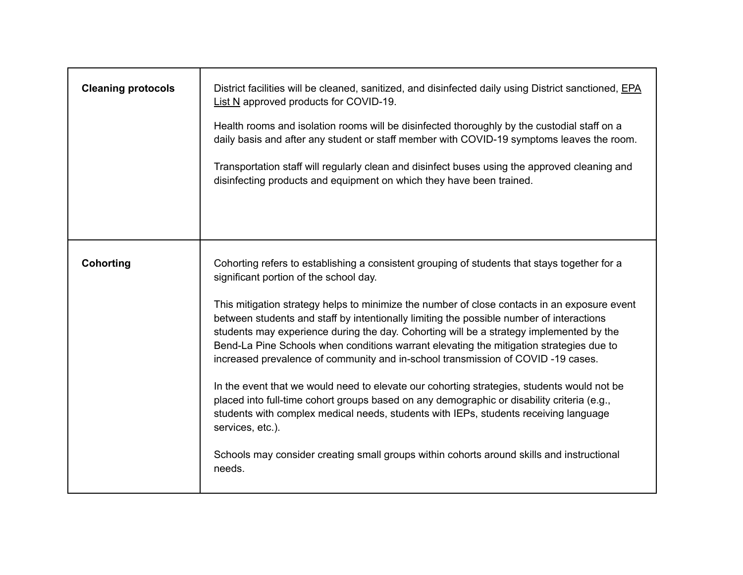| | |
|---|---|
| **Cleaning protocols** | District facilities will be cleaned, sanitized, and disinfected daily using District sanctioned, EPA List N approved products for COVID-19.<br><br>Health rooms and isolation rooms will be disinfected thoroughly by the custodial staff on a daily basis and after any student or staff member with COVID-19 symptoms leaves the room.<br><br>Transportation staff will regularly clean and disinfect buses using the approved cleaning and disinfecting products and equipment on which they have been trained. |
| **Cohorting** | Cohorting refers to establishing a consistent grouping of students that stays together for a significant portion of the school day.<br><br>This mitigation strategy helps to minimize the number of close contacts in an exposure event between students and staff by intentionally limiting the possible number of interactions students may experience during the day. Cohorting will be a strategy implemented by the Bend-La Pine Schools when conditions warrant elevating the mitigation strategies due to increased prevalence of community and in-school transmission of COVID -19 cases.<br><br>In the event that we would need to elevate our cohorting strategies, students would not be placed into full-time cohort groups based on any demographic or disability criteria (e.g., students with complex medical needs, students with IEPs, students receiving language services, etc.).<br><br>Schools may consider creating small groups within cohorts around skills and instructional needs. |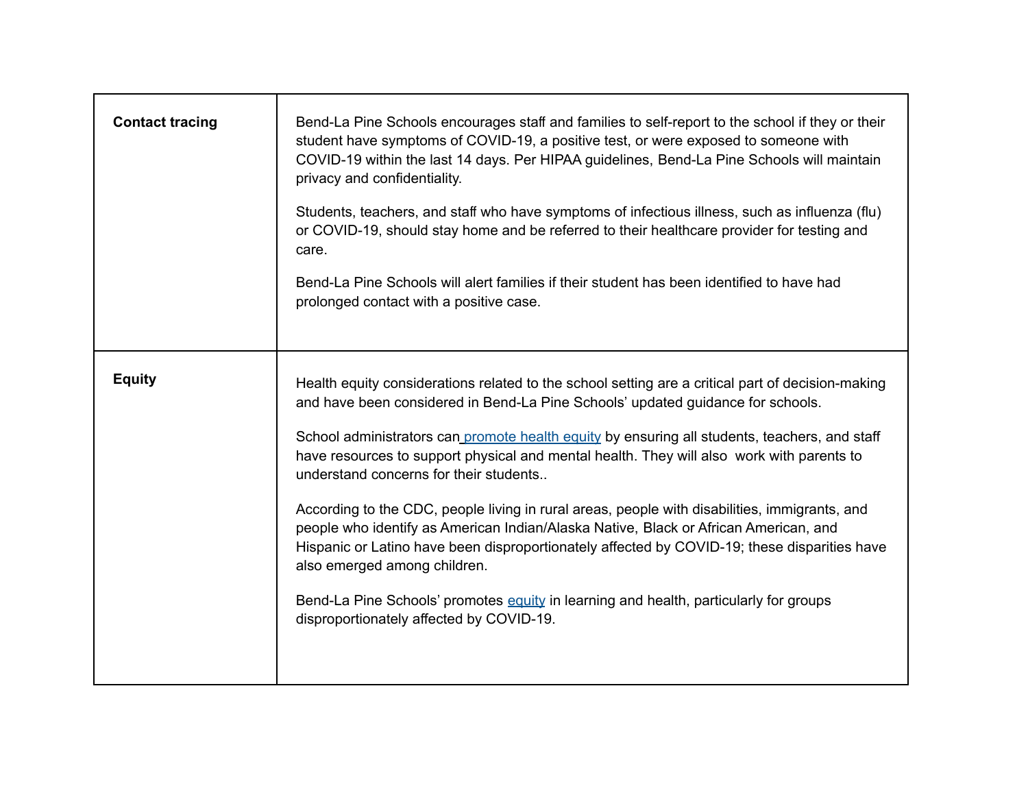| | |
|---|---|
| **Contact tracing** | Bend-La Pine Schools encourages staff and families to self-report to the school if they or their student have symptoms of COVID-19, a positive test, or were exposed to someone with COVID-19 within the last 14 days. Per HIPAA guidelines, Bend-La Pine Schools will maintain privacy and confidentiality.<br><br>Students, teachers, and staff who have symptoms of infectious illness, such as influenza (flu) or COVID-19, should stay home and be referred to their healthcare provider for testing and care.<br><br>Bend-La Pine Schools will alert families if their student has been identified to have had prolonged contact with a positive case. |
| **Equity** | Health equity considerations related to the school setting are a critical part of decision-making and have been considered in Bend-La Pine Schools' updated guidance for schools.<br><br>School administrators can promote health equity by ensuring all students, teachers, and staff have resources to support physical and mental health. They will also work with parents to understand concerns for their students..<br><br>According to the CDC, people living in rural areas, people with disabilities, immigrants, and people who identify as American Indian/Alaska Native, Black or African American, and Hispanic or Latino have been disproportionately affected by COVID-19; these disparities have also emerged among children.<br><br>Bend-La Pine Schools' promotes equity in learning and health, particularly for groups disproportionately affected by COVID-19. |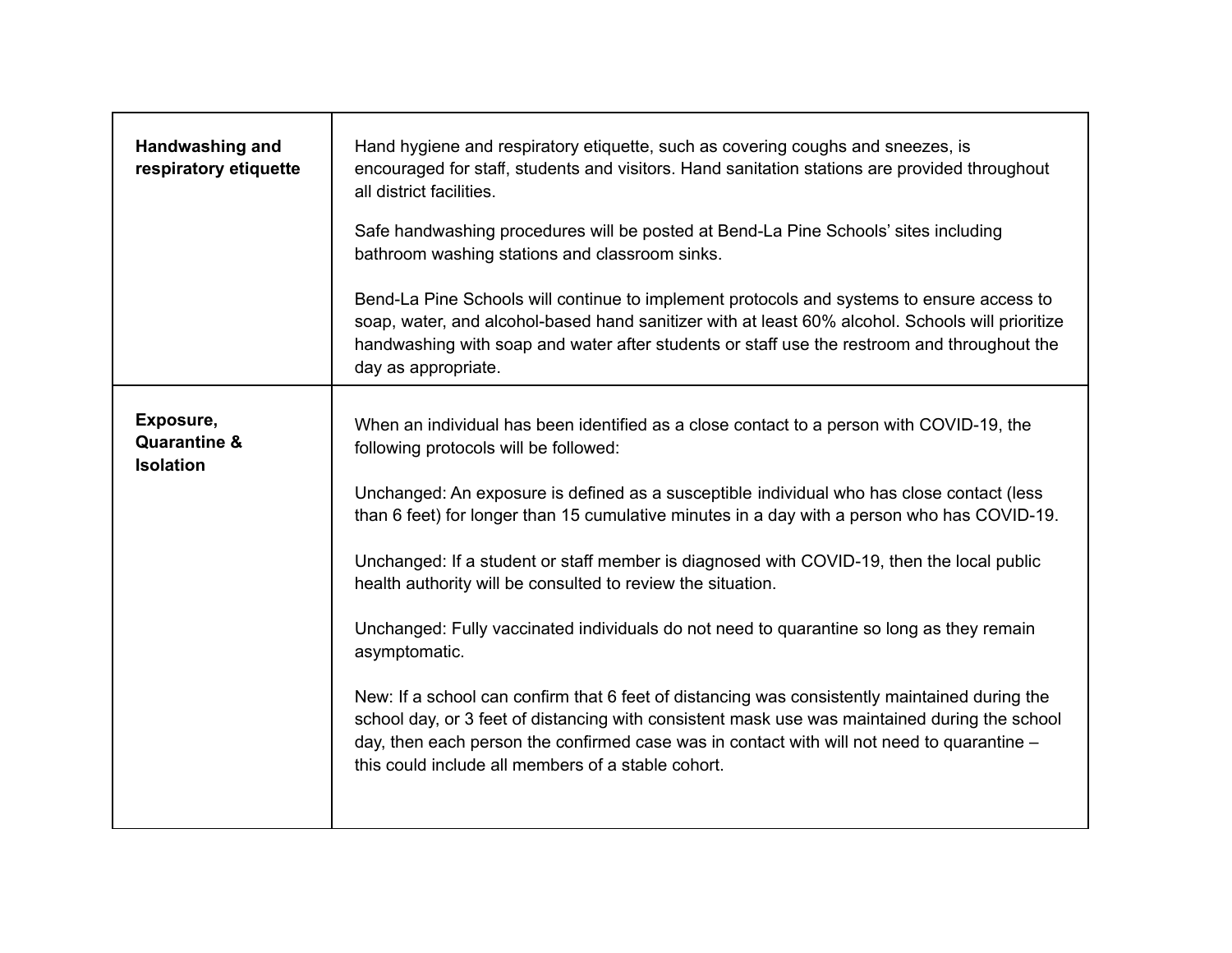| | |
|---|---|
| **Handwashing and respiratory etiquette** | Hand hygiene and respiratory etiquette, such as covering coughs and sneezes, is encouraged for staff, students and visitors. Hand sanitation stations are provided throughout all district facilities.<br><br>Safe handwashing procedures will be posted at Bend-La Pine Schools' sites including bathroom washing stations and classroom sinks.<br><br>Bend-La Pine Schools will continue to implement protocols and systems to ensure access to soap, water, and alcohol-based hand sanitizer with at least 60% alcohol. Schools will prioritize handwashing with soap and water after students or staff use the restroom and throughout the day as appropriate. |
| **Exposure, Quarantine & Isolation** | When an individual has been identified as a close contact to a person with COVID-19, the following protocols will be followed:<br><br>Unchanged: An exposure is defined as a susceptible individual who has close contact (less than 6 feet) for longer than 15 cumulative minutes in a day with a person who has COVID-19.<br><br>Unchanged: If a student or staff member is diagnosed with COVID-19, then the local public health authority will be consulted to review the situation.<br><br>Unchanged: Fully vaccinated individuals do not need to quarantine so long as they remain asymptomatic.<br><br>New: If a school can confirm that 6 feet of distancing was consistently maintained during the school day, or 3 feet of distancing with consistent mask use was maintained during the school day, then each person the confirmed case was in contact with will not need to quarantine – this could include all members of a stable cohort. |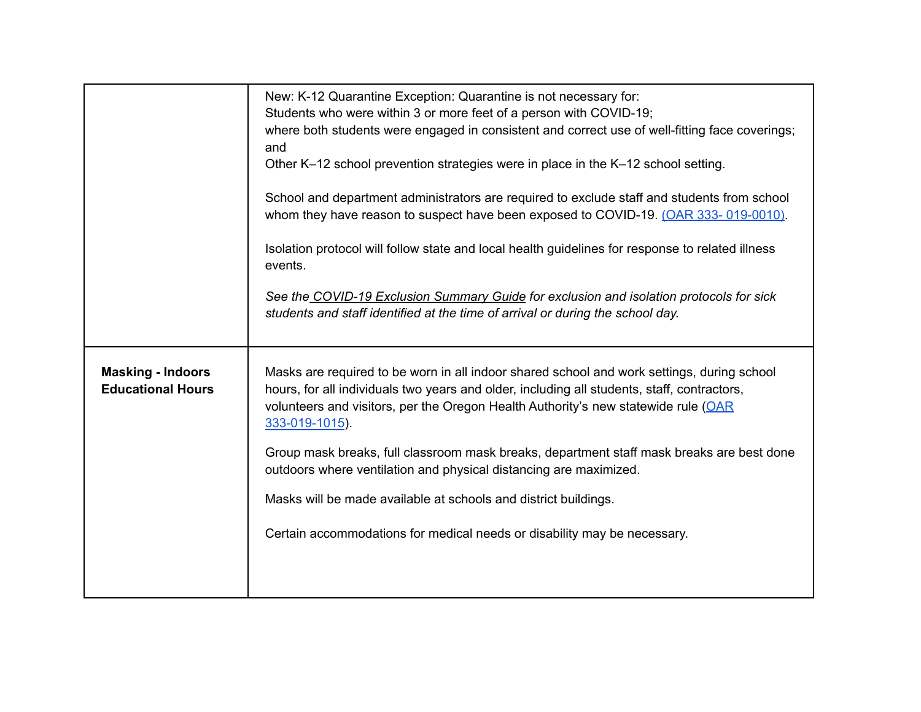| | |
|---|---|
| | New: K-12 Quarantine Exception: Quarantine is not necessary for:<br>Students who were within 3 or more feet of a person with COVID-19;<br>where both students were engaged in consistent and correct use of well-fitting face coverings; and<br>Other K–12 school prevention strategies were in place in the K–12 school setting.<br><br>School and department administrators are required to exclude staff and students from school whom they have reason to suspect have been exposed to COVID-19. (OAR 333- 019-0010).<br><br>Isolation protocol will follow state and local health guidelines for response to related illness events.<br><br>*See the COVID-19 Exclusion Summary Guide for exclusion and isolation protocols for sick students and staff identified at the time of arrival or during the school day.* |
| **Masking - Indoors Educational Hours** | Masks are required to be worn in all indoor shared school and work settings, during school hours, for all individuals two years and older, including all students, staff, contractors, volunteers and visitors, per the Oregon Health Authority's new statewide rule (OAR 333-019-1015).<br><br>Group mask breaks, full classroom mask breaks, department staff mask breaks are best done outdoors where ventilation and physical distancing are maximized.<br><br>Masks will be made available at schools and district buildings.<br><br>Certain accommodations for medical needs or disability may be necessary. |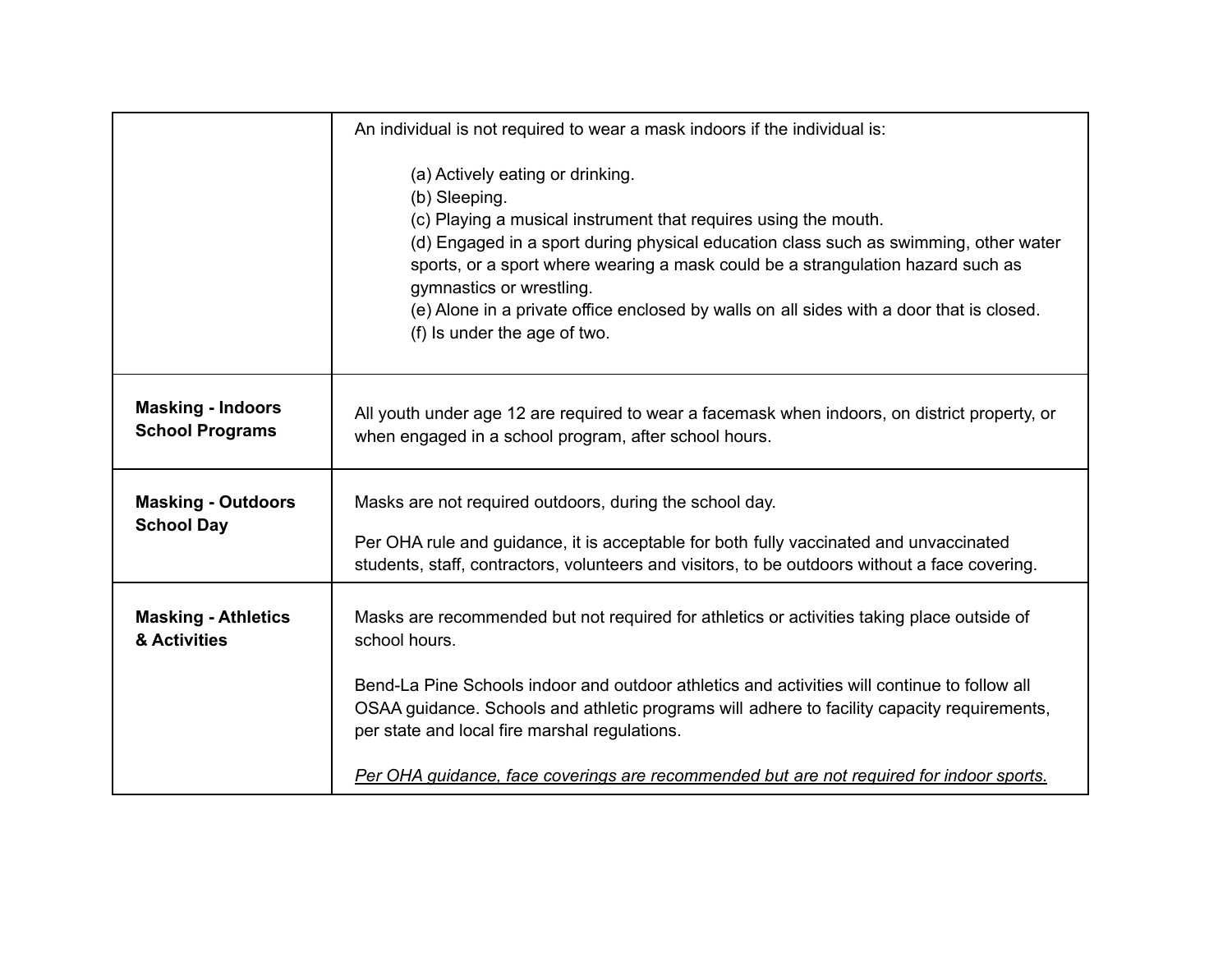| | |
|---|---|
| | An individual is not required to wear a mask indoors if the individual is:<br><br>(a) Actively eating or drinking.<br>(b) Sleeping.<br>(c) Playing a musical instrument that requires using the mouth.<br>(d) Engaged in a sport during physical education class such as swimming, other water sports, or a sport where wearing a mask could be a strangulation hazard such as gymnastics or wrestling.<br>(e) Alone in a private office enclosed by walls on all sides with a door that is closed.<br>(f) Is under the age of two. |
| **Masking - Indoors School Programs** | All youth under age 12 are required to wear a facemask when indoors, on district property, or when engaged in a school program, after school hours. |
| **Masking - Outdoors School Day** | Masks are not required outdoors, during the school day.<br><br>Per OHA rule and guidance, it is acceptable for both fully vaccinated and unvaccinated students, staff, contractors, volunteers and visitors, to be outdoors without a face covering. |
| **Masking - Athletics & Activities** | Masks are recommended but not required for athletics or activities taking place outside of school hours.<br><br>Bend-La Pine Schools indoor and outdoor athletics and activities will continue to follow all OSAA guidance. Schools and athletic programs will adhere to facility capacity requirements, per state and local fire marshal regulations.<br><br><u>*Per OHA guidance, face coverings are recommended but are not required for indoor sports.*</u> |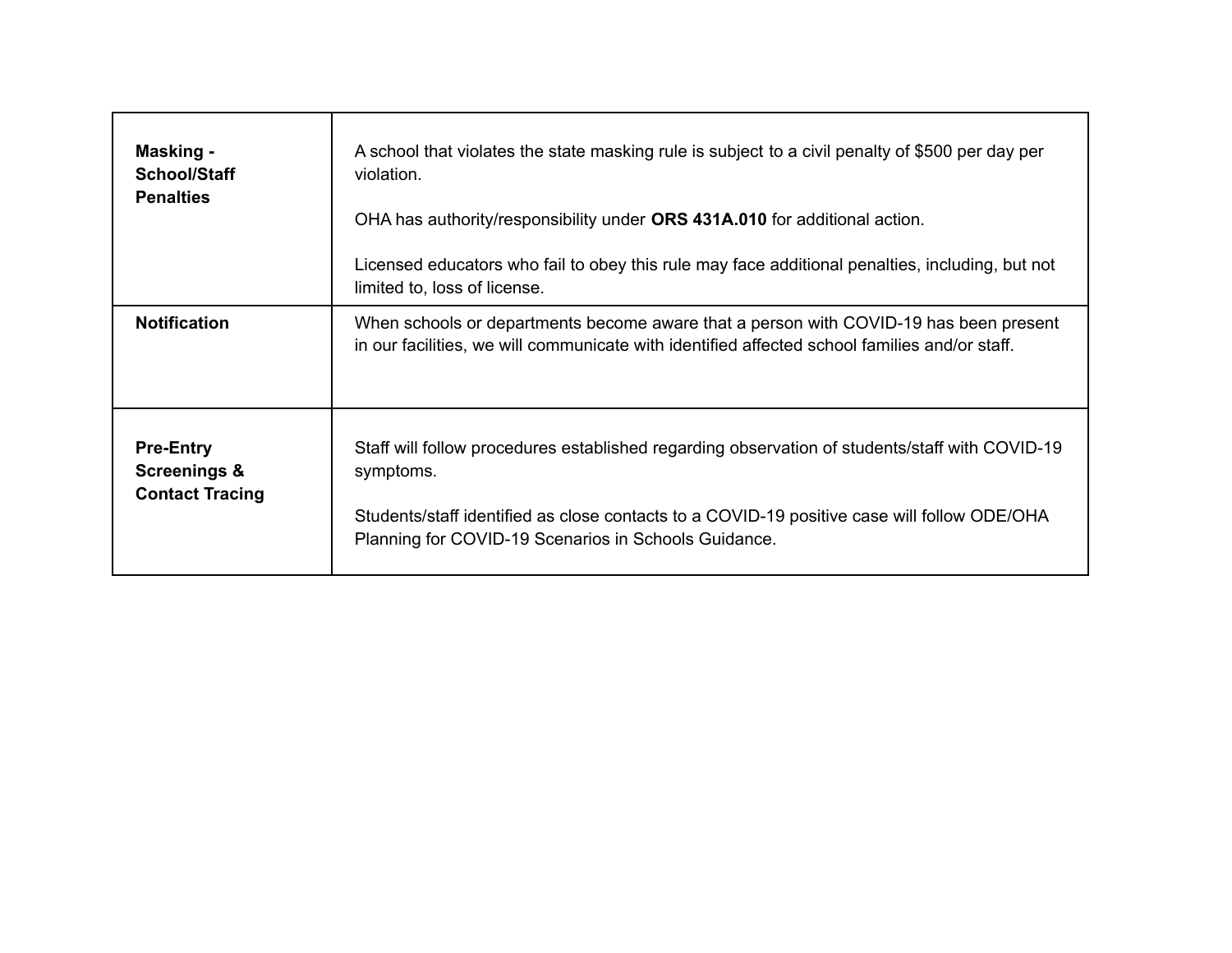| | |
|---|---|
| **Masking - School/Staff Penalties** | A school that violates the state masking rule is subject to a civil penalty of $500 per day per violation.<br><br>OHA has authority/responsibility under **ORS 431A.010** for additional action.<br><br>Licensed educators who fail to obey this rule may face additional penalties, including, but not limited to, loss of license. |
| **Notification** | When schools or departments become aware that a person with COVID-19 has been present in our facilities, we will communicate with identified affected school families and/or staff. |
| **Pre-Entry Screenings & Contact Tracing** | Staff will follow procedures established regarding observation of students/staff with COVID-19 symptoms.<br><br>Students/staff identified as close contacts to a COVID-19 positive case will follow ODE/OHA Planning for COVID-19 Scenarios in Schools Guidance. |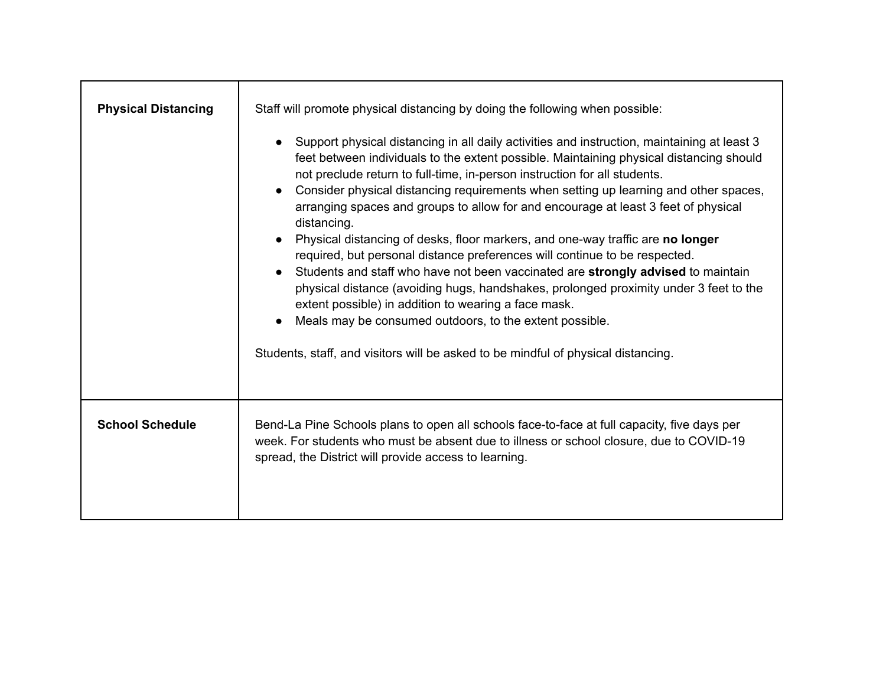| **Physical Distancing** | Staff will promote physical distancing by doing the following when possible:<br><br>• Support physical distancing in all daily activities and instruction, maintaining at least 3 feet between individuals to the extent possible. Maintaining physical distancing should not preclude return to full-time, in-person instruction for all students.<br>• Consider physical distancing requirements when setting up learning and other spaces, arranging spaces and groups to allow for and encourage at least 3 feet of physical distancing.<br>• Physical distancing of desks, floor markers, and one-way traffic are **no longer** required, but personal distance preferences will continue to be respected.<br>• Students and staff who have not been vaccinated are **strongly advised** to maintain physical distance (avoiding hugs, handshakes, prolonged proximity under 3 feet to the extent possible) in addition to wearing a face mask.<br>• Meals may be consumed outdoors, to the extent possible.<br><br>Students, staff, and visitors will be asked to be mindful of physical distancing. |
|---|---|
| **School Schedule** | Bend-La Pine Schools plans to open all schools face-to-face at full capacity, five days per week. For students who must be absent due to illness or school closure, due to COVID-19 spread, the District will provide access to learning. |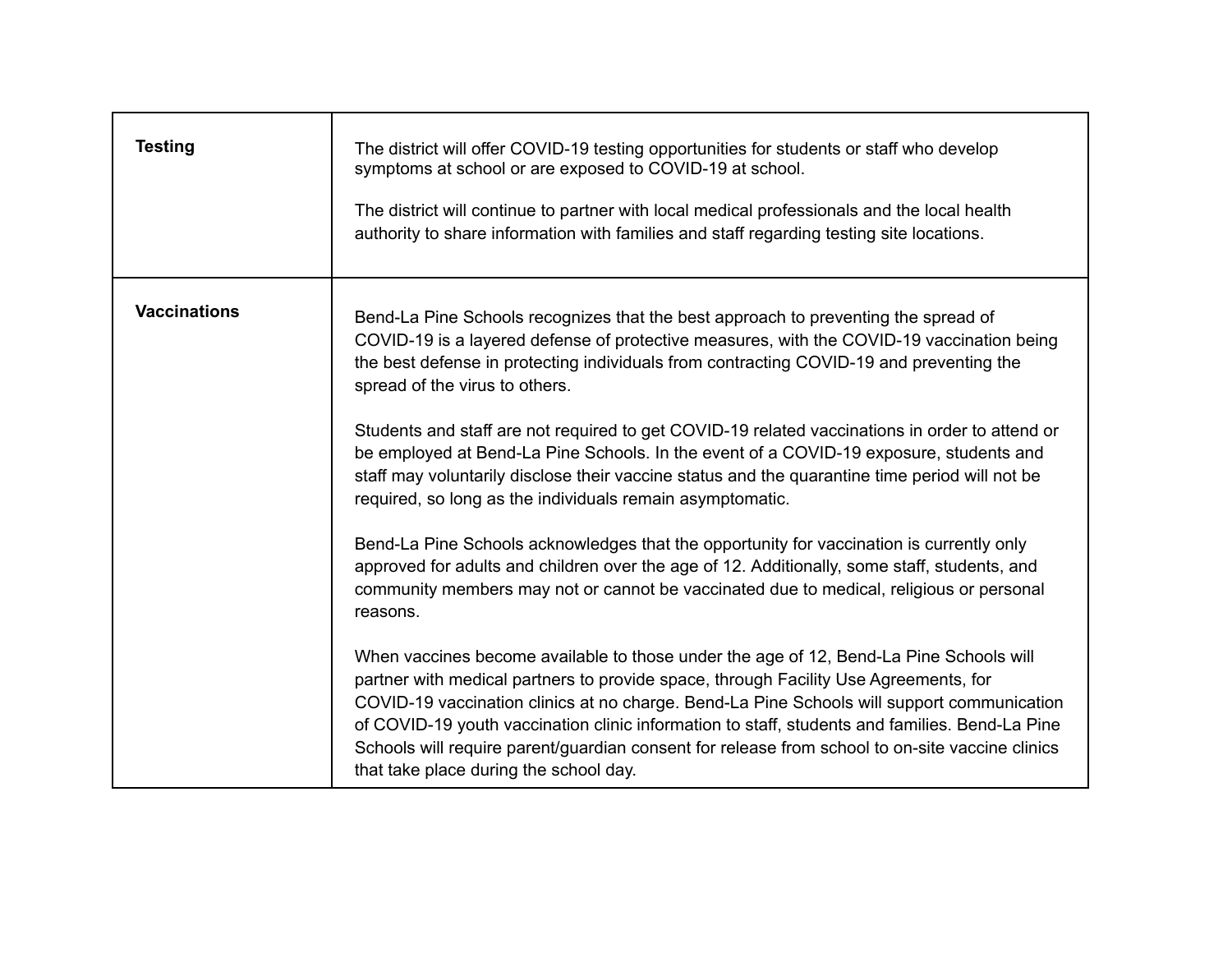| | |
|---|---|
| **Testing** | The district will offer COVID-19 testing opportunities for students or staff who develop symptoms at school or are exposed to COVID-19 at school.<br><br>The district will continue to partner with local medical professionals and the local health authority to share information with families and staff regarding testing site locations. |
| **Vaccinations** | Bend-La Pine Schools recognizes that the best approach to preventing the spread of COVID-19 is a layered defense of protective measures, with the COVID-19 vaccination being the best defense in protecting individuals from contracting COVID-19 and preventing the spread of the virus to others.<br><br>Students and staff are not required to get COVID-19 related vaccinations in order to attend or be employed at Bend-La Pine Schools. In the event of a COVID-19 exposure, students and staff may voluntarily disclose their vaccine status and the quarantine time period will not be required, so long as the individuals remain asymptomatic.<br><br>Bend-La Pine Schools acknowledges that the opportunity for vaccination is currently only approved for adults and children over the age of 12. Additionally, some staff, students, and community members may not or cannot be vaccinated due to medical, religious or personal reasons.<br><br>When vaccines become available to those under the age of 12, Bend-La Pine Schools will partner with medical partners to provide space, through Facility Use Agreements, for COVID-19 vaccination clinics at no charge. Bend-La Pine Schools will support communication of COVID-19 youth vaccination clinic information to staff, students and families. Bend-La Pine Schools will require parent/guardian consent for release from school to on-site vaccine clinics that take place during the school day. |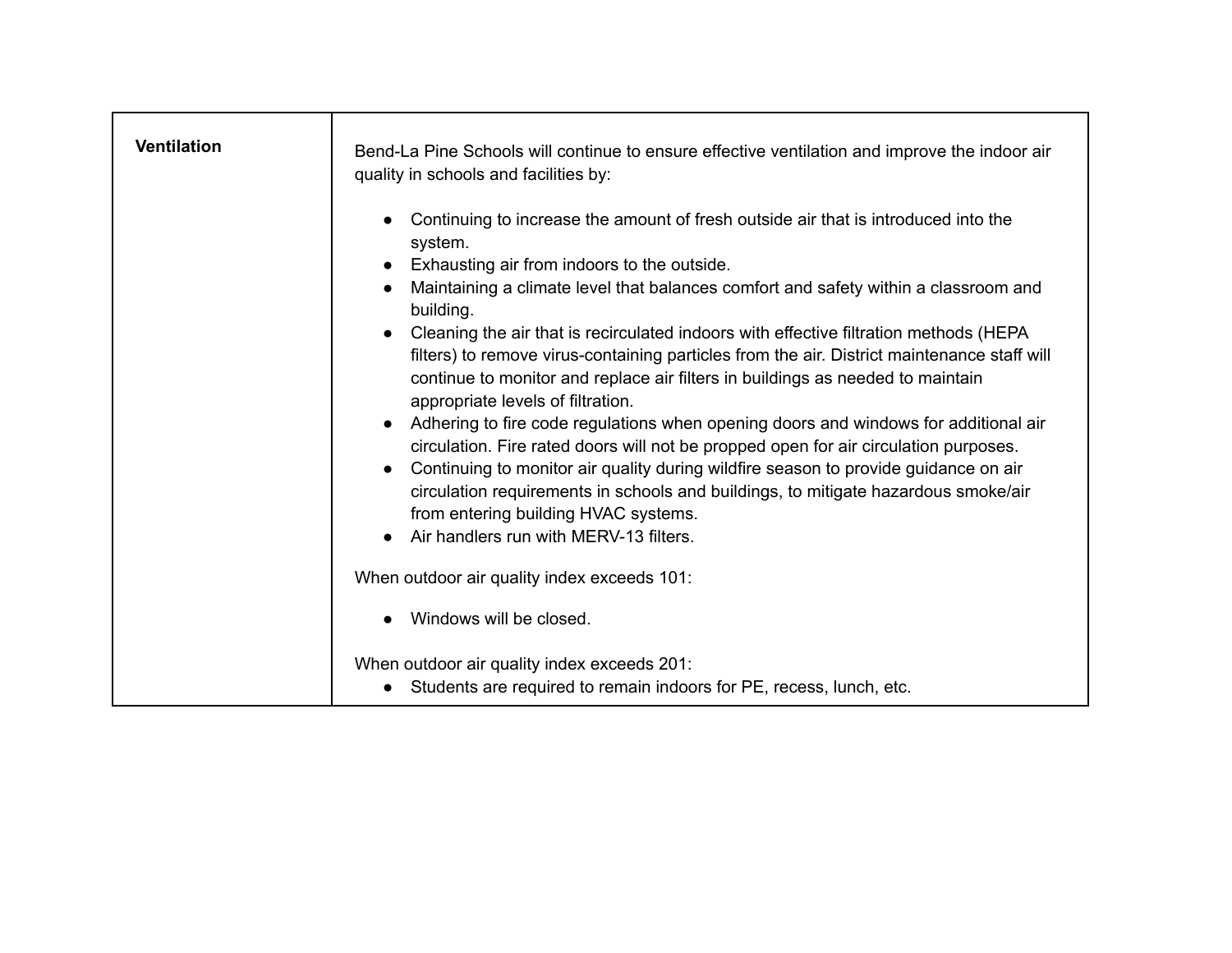| Ventilation | Bend-La Pine Schools will continue to ensure effective ventilation and improve the indoor air quality in schools and facilities by:<br><br>• Continuing to increase the amount of fresh outside air that is introduced into the system.<br>• Exhausting air from indoors to the outside.<br>• Maintaining a climate level that balances comfort and safety within a classroom and building.<br>• Cleaning the air that is recirculated indoors with effective filtration methods (HEPA filters) to remove virus-containing particles from the air. District maintenance staff will continue to monitor and replace air filters in buildings as needed to maintain appropriate levels of filtration.<br>• Adhering to fire code regulations when opening doors and windows for additional air circulation. Fire rated doors will not be propped open for air circulation purposes.<br>• Continuing to monitor air quality during wildfire season to provide guidance on air circulation requirements in schools and buildings, to mitigate hazardous smoke/air from entering building HVAC systems.<br>• Air handlers run with MERV-13 filters.<br><br>When outdoor air quality index exceeds 101:<br><br>• Windows will be closed.<br><br>When outdoor air quality index exceeds 201:<br>• Students are required to remain indoors for PE, recess, lunch, etc. |
|---|---|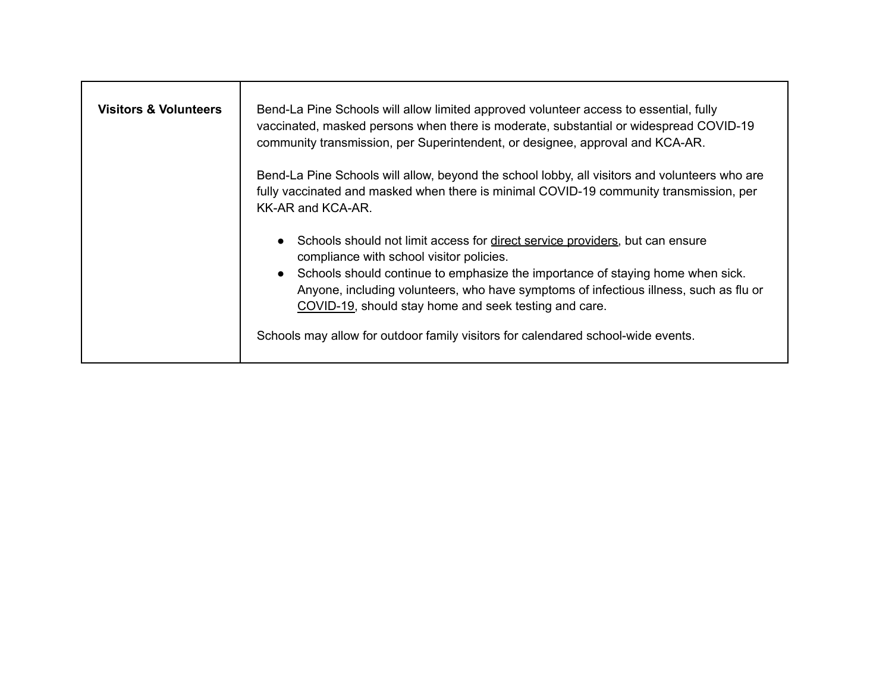| Visitors & Volunteers | Bend-La Pine Schools will allow limited approved volunteer access to essential, fully vaccinated, masked persons when there is moderate, substantial or widespread COVID-19 community transmission, per Superintendent, or designee, approval and KCA-AR.<br><br>Bend-La Pine Schools will allow, beyond the school lobby, all visitors and volunteers who are fully vaccinated and masked when there is minimal COVID-19 community transmission, per KK-AR and KCA-AR.<br><br>● Schools should not limit access for direct service providers, but can ensure compliance with school visitor policies.<br>● Schools should continue to emphasize the importance of staying home when sick. Anyone, including volunteers, who have symptoms of infectious illness, such as flu or COVID-19, should stay home and seek testing and care.<br><br>Schools may allow for outdoor family visitors for calendared school-wide events. |
|---|---|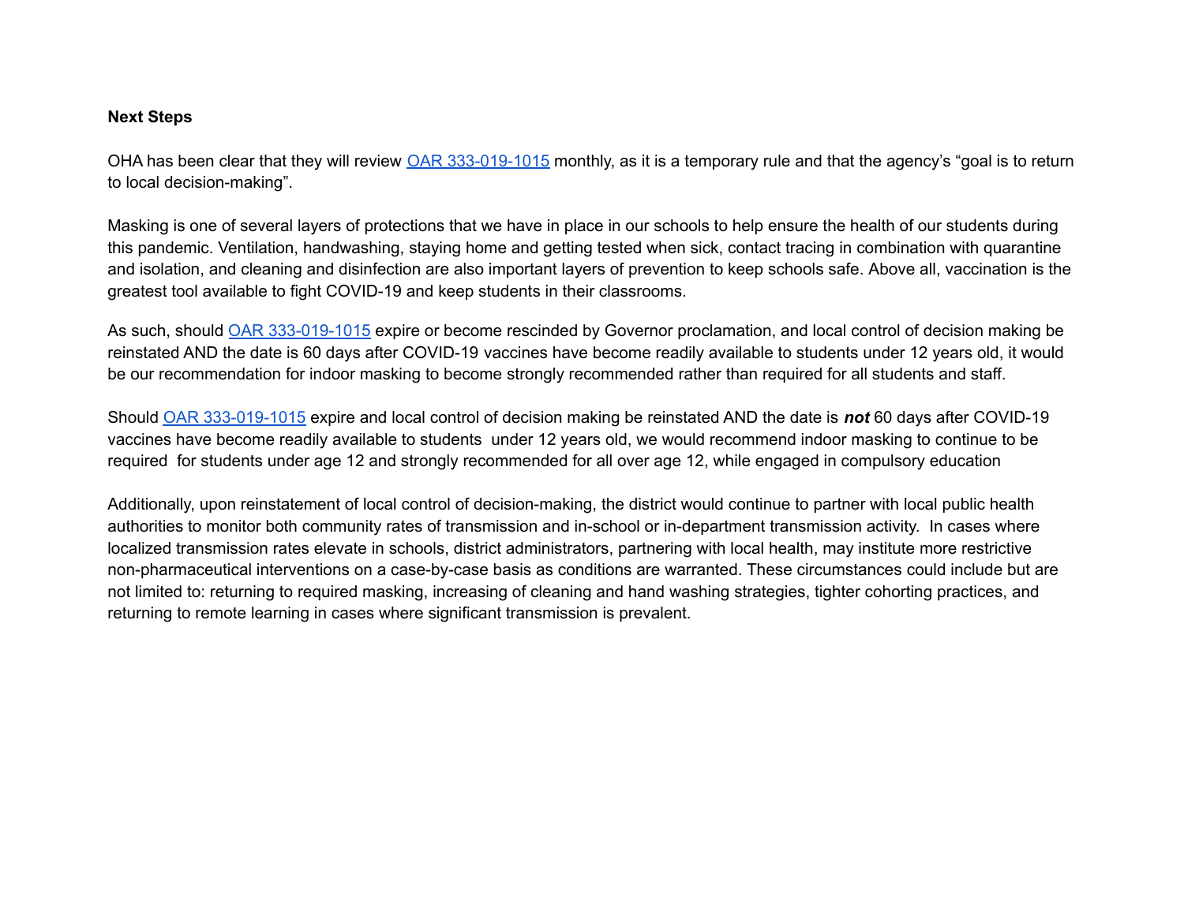**Next Steps**

OHA has been clear that they will review [OAR 333-019-1015](OAR 333-019-1015) monthly, as it is a temporary rule and that the agency's "goal is to return to local decision-making".

Masking is one of several layers of protections that we have in place in our schools to help ensure the health of our students during this pandemic. Ventilation, handwashing, staying home and getting tested when sick, contact tracing in combination with quarantine and isolation, and cleaning and disinfection are also important layers of prevention to keep schools safe. Above all, vaccination is the greatest tool available to fight COVID-19 and keep students in their classrooms.

As such, should OAR 333-019-1015 expire or become rescinded by Governor proclamation, and local control of decision making be reinstated AND the date is 60 days after COVID-19 vaccines have become readily available to students under 12 years old, it would be our recommendation for indoor masking to become strongly recommended rather than required for all students and staff.

Should OAR 333-019-1015 expire and local control of decision making be reinstated AND the date is ***not*** 60 days after COVID-19 vaccines have become readily available to students under 12 years old, we would recommend indoor masking to continue to be required for students under age 12 and strongly recommended for all over age 12, while engaged in compulsory education

Additionally, upon reinstatement of local control of decision-making, the district would continue to partner with local public health authorities to monitor both community rates of transmission and in-school or in-department transmission activity. In cases where localized transmission rates elevate in schools, district administrators, partnering with local health, may institute more restrictive non-pharmaceutical interventions on a case-by-case basis as conditions are warranted. These circumstances could include but are not limited to: returning to required masking, increasing of cleaning and hand washing strategies, tighter cohorting practices, and returning to remote learning in cases where significant transmission is prevalent.